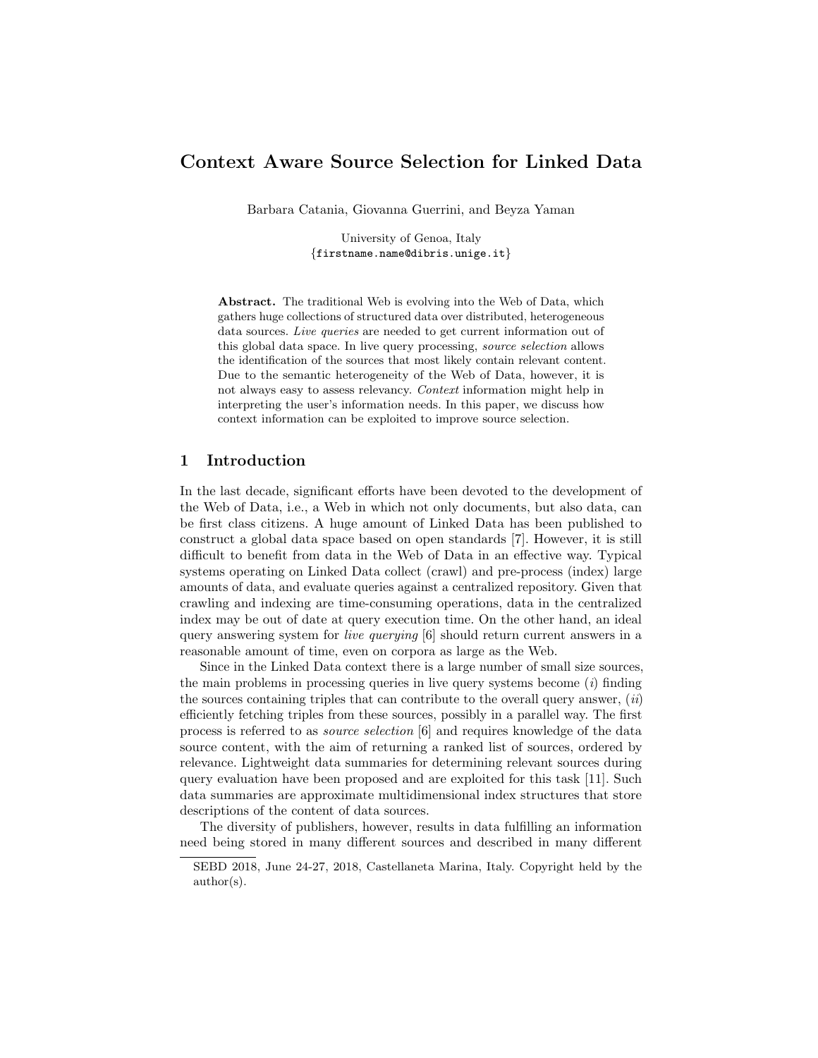# Context Aware Source Selection for Linked Data

Barbara Catania, Giovanna Guerrini, and Beyza Yaman

University of Genoa, Italy
{firstname.name@dibris.unige.it}

**Abstract.** The traditional Web is evolving into the Web of Data, which gathers huge collections of structured data over distributed, heterogeneous data sources. *Live queries* are needed to get current information out of this global data space. In live query processing, *source selection* allows the identification of the sources that most likely contain relevant content. Due to the semantic heterogeneity of the Web of Data, however, it is not always easy to assess relevancy. *Context* information might help in interpreting the user's information needs. In this paper, we discuss how context information can be exploited to improve source selection.

## 1 Introduction

In the last decade, significant efforts have been devoted to the development of the Web of Data, i.e., a Web in which not only documents, but also data, can be first class citizens. A huge amount of Linked Data has been published to construct a global data space based on open standards [7]. However, it is still difficult to benefit from data in the Web of Data in an effective way. Typical systems operating on Linked Data collect (crawl) and pre-process (index) large amounts of data, and evaluate queries against a centralized repository. Given that crawling and indexing are time-consuming operations, data in the centralized index may be out of date at query execution time. On the other hand, an ideal query answering system for *live querying* [6] should return current answers in a reasonable amount of time, even on corpora as large as the Web.

Since in the Linked Data context there is a large number of small size sources, the main problems in processing queries in live query systems become (*i*) finding the sources containing triples that can contribute to the overall query answer, (*ii*) efficiently fetching triples from these sources, possibly in a parallel way. The first process is referred to as *source selection* [6] and requires knowledge of the data source content, with the aim of returning a ranked list of sources, ordered by relevance. Lightweight data summaries for determining relevant sources during query evaluation have been proposed and are exploited for this task [11]. Such data summaries are approximate multidimensional index structures that store descriptions of the content of data sources.

The diversity of publishers, however, results in data fulfilling an information need being stored in many different sources and described in many different

SEBD 2018, June 24-27, 2018, Castellaneta Marina, Italy. Copyright held by the author(s).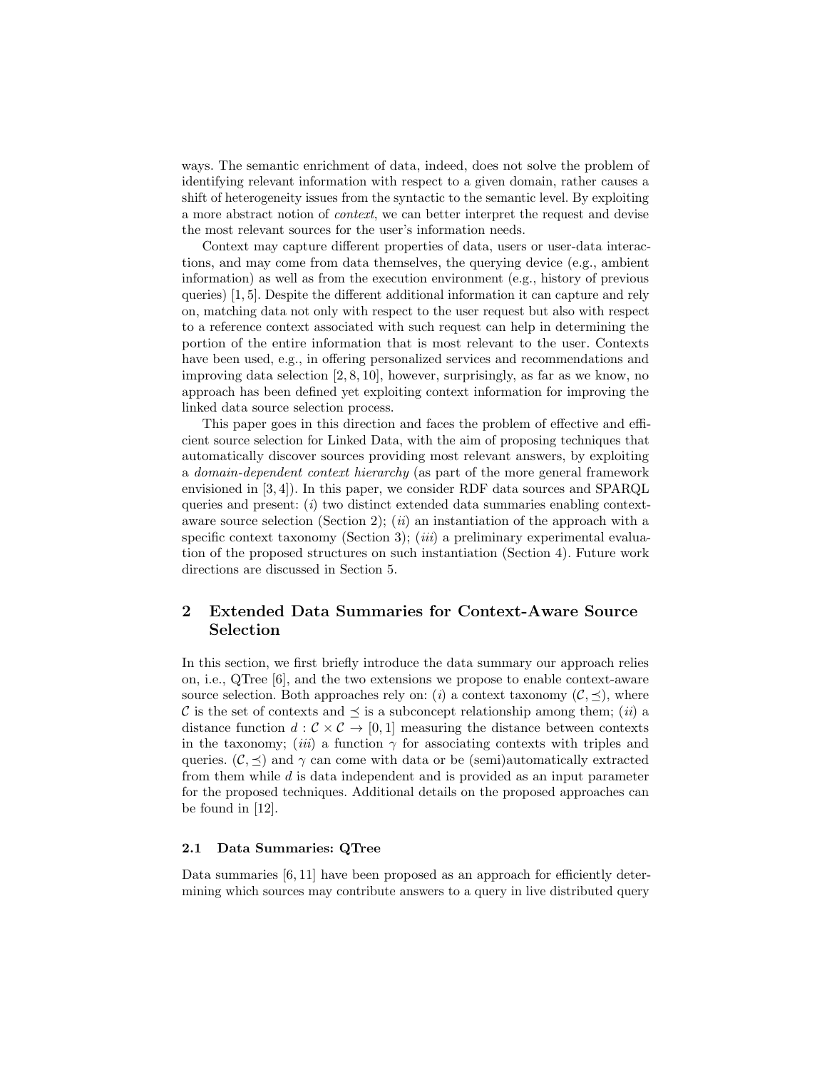ways. The semantic enrichment of data, indeed, does not solve the problem of identifying relevant information with respect to a given domain, rather causes a shift of heterogeneity issues from the syntactic to the semantic level. By exploiting a more abstract notion of *context*, we can better interpret the request and devise the most relevant sources for the user's information needs.

Context may capture different properties of data, users or user-data interactions, and may come from data themselves, the querying device (e.g., ambient information) as well as from the execution environment (e.g., history of previous queries) [1, 5]. Despite the different additional information it can capture and rely on, matching data not only with respect to the user request but also with respect to a reference context associated with such request can help in determining the portion of the entire information that is most relevant to the user. Contexts have been used, e.g., in offering personalized services and recommendations and improving data selection [2, 8, 10], however, surprisingly, as far as we know, no approach has been defined yet exploiting context information for improving the linked data source selection process.

This paper goes in this direction and faces the problem of effective and efficient source selection for Linked Data, with the aim of proposing techniques that automatically discover sources providing most relevant answers, by exploiting a *domain-dependent context hierarchy* (as part of the more general framework envisioned in [3, 4]). In this paper, we consider RDF data sources and SPARQL queries and present: (*i*) two distinct extended data summaries enabling context-aware source selection (Section 2); (*ii*) an instantiation of the approach with a specific context taxonomy (Section 3); (*iii*) a preliminary experimental evaluation of the proposed structures on such instantiation (Section 4). Future work directions are discussed in Section 5.

## 2 Extended Data Summaries for Context-Aware Source Selection

In this section, we first briefly introduce the data summary our approach relies on, i.e., QTree [6], and the two extensions we propose to enable context-aware source selection. Both approaches rely on: (*i*) a context taxonomy $(\mathcal{C}, \preceq)$, where $\mathcal{C}$ is the set of contexts and $\preceq$ is a subconcept relationship among them; (*ii*) a distance function $d : \mathcal{C} \times \mathcal{C} \rightarrow [0, 1]$ measuring the distance between contexts in the taxonomy; (*iii*) a function $\gamma$ for associating contexts with triples and queries. $(\mathcal{C}, \preceq)$ and $\gamma$ can come with data or be (semi)automatically extracted from them while $d$ is data independent and is provided as an input parameter for the proposed techniques. Additional details on the proposed approaches can be found in [12].

### 2.1 Data Summaries: QTree

Data summaries [6, 11] have been proposed as an approach for efficiently determining which sources may contribute answers to a query in live distributed query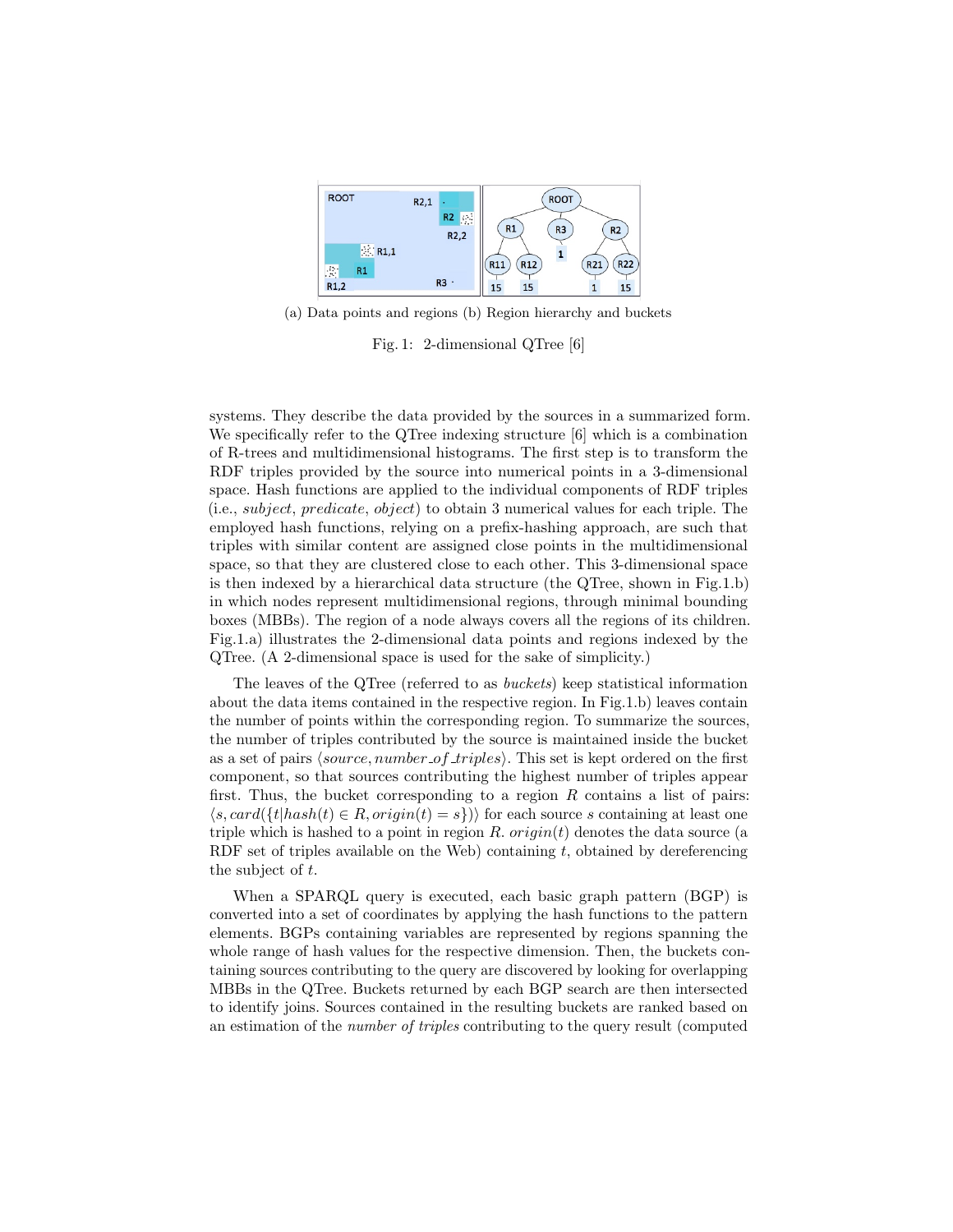(a) Data points and regions (b) Region hierarchy and buckets

Fig. 1: 2-dimensional QTree [6]

systems. They describe the data provided by the sources in a summarized form. We specifically refer to the QTree indexing structure [6] which is a combination of R-trees and multidimensional histograms. The first step is to transform the RDF triples provided by the source into numerical points in a 3-dimensional space. Hash functions are applied to the individual components of RDF triples (i.e., *subject*, *predicate*, *object*) to obtain 3 numerical values for each triple. The employed hash functions, relying on a prefix-hashing approach, are such that triples with similar content are assigned close points in the multidimensional space, so that they are clustered close to each other. This 3-dimensional space is then indexed by a hierarchical data structure (the QTree, shown in Fig.1.b) in which nodes represent multidimensional regions, through minimal bounding boxes (MBBs). The region of a node always covers all the regions of its children. Fig.1.a) illustrates the 2-dimensional data points and regions indexed by the QTree. (A 2-dimensional space is used for the sake of simplicity.)

The leaves of the QTree (referred to as *buckets*) keep statistical information about the data items contained in the respective region. In Fig.1.b) leaves contain the number of points within the corresponding region. To summarize the sources, the number of triples contributed by the source is maintained inside the bucket as a set of pairs $\langle source, number\_of\_triples \rangle$. This set is kept ordered on the first component, so that sources contributing the highest number of triples appear first. Thus, the bucket corresponding to a region $R$ contains a list of pairs: $\langle s, card(\{t | hash(t) \in R, origin(t) = s\}) \rangle$ for each source $s$ containing at least one triple which is hashed to a point in region $R$. $origin(t)$ denotes the data source (a RDF set of triples available on the Web) containing $t$, obtained by dereferencing the subject of $t$.

When a SPARQL query is executed, each basic graph pattern (BGP) is converted into a set of coordinates by applying the hash functions to the pattern elements. BGPs containing variables are represented by regions spanning the whole range of hash values for the respective dimension. Then, the buckets containing sources contributing to the query are discovered by looking for overlapping MBBs in the QTree. Buckets returned by each BGP search are then intersected to identify joins. Sources contained in the resulting buckets are ranked based on an estimation of the *number of triples* contributing to the query result (computed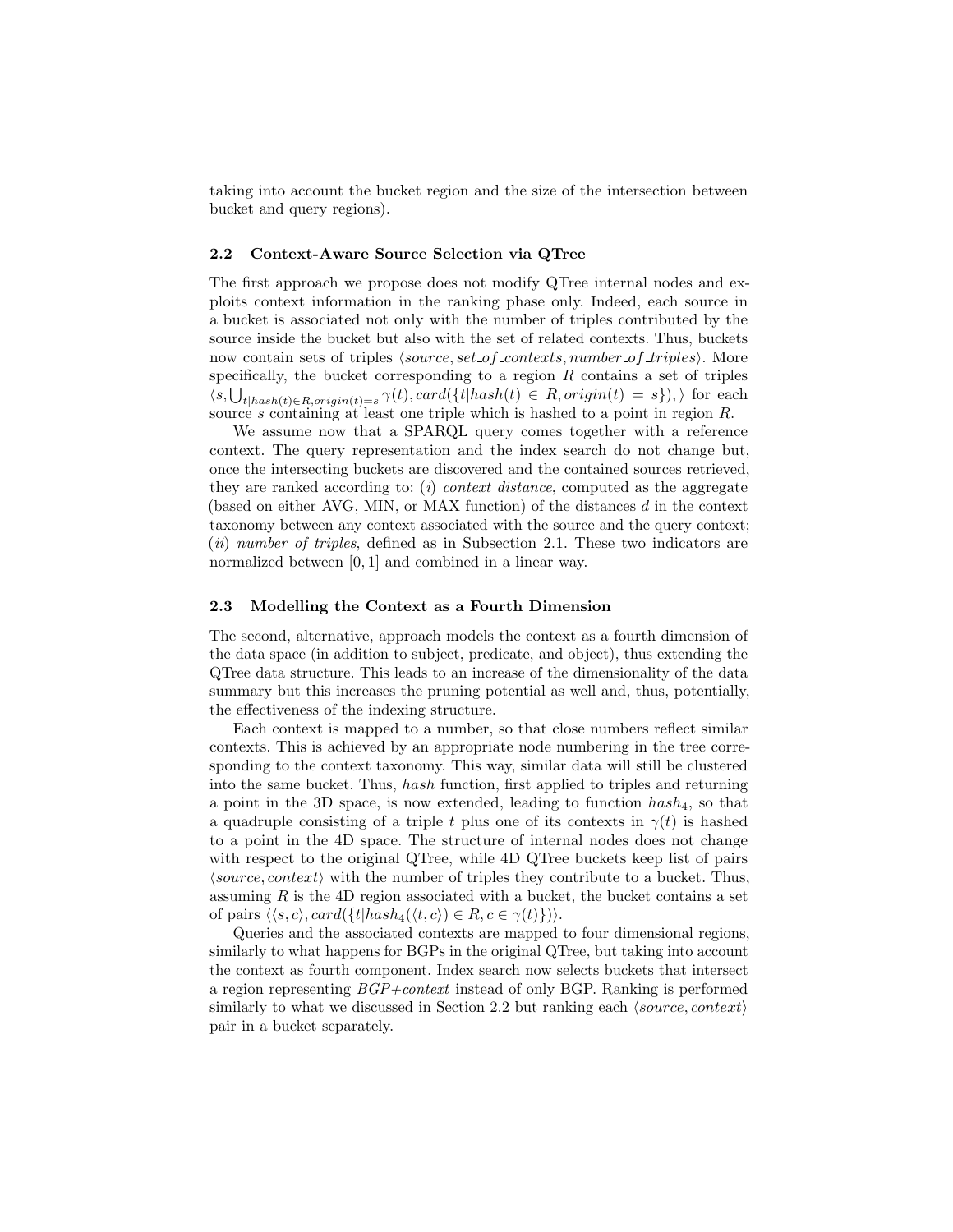taking into account the bucket region and the size of the intersection between bucket and query regions).

### 2.2 Context-Aware Source Selection via QTree

The first approach we propose does not modify QTree internal nodes and exploits context information in the ranking phase only. Indeed, each source in a bucket is associated not only with the number of triples contributed by the source inside the bucket but also with the set of related contexts. Thus, buckets now contain sets of triples $\langle source, set\_of\_contexts, number\_of\_triples \rangle$. More specifically, the bucket corresponding to a region $R$ contains a set of triples $\langle s, \bigcup_{t|hash(t) \in R, origin(t)=s} \gamma(t), card(\{t | hash(t) \in R, origin(t) = s\}), \rangle$ for each source $s$ containing at least one triple which is hashed to a point in region $R$.

We assume now that a SPARQL query comes together with a reference context. The query representation and the index search do not change but, once the intersecting buckets are discovered and the contained sources retrieved, they are ranked according to: (*i*) *context distance*, computed as the aggregate (based on either AVG, MIN, or MAX function) of the distances $d$ in the context taxonomy between any context associated with the source and the query context; (*ii*) *number of triples*, defined as in Subsection 2.1. These two indicators are normalized between $[0, 1]$ and combined in a linear way.

### 2.3 Modelling the Context as a Fourth Dimension

The second, alternative, approach models the context as a fourth dimension of the data space (in addition to subject, predicate, and object), thus extending the QTree data structure. This leads to an increase of the dimensionality of the data summary but this increases the pruning potential as well and, thus, potentially, the effectiveness of the indexing structure.

Each context is mapped to a number, so that close numbers reflect similar contexts. This is achieved by an appropriate node numbering in the tree corresponding to the context taxonomy. This way, similar data will still be clustered into the same bucket. Thus, *hash* function, first applied to triples and returning a point in the 3D space, is now extended, leading to function $hash_4$, so that a quadruple consisting of a triple $t$ plus one of its contexts in $\gamma(t)$ is hashed to a point in the 4D space. The structure of internal nodes does not change with respect to the original QTree, while 4D QTree buckets keep list of pairs $\langle source, context \rangle$ with the number of triples they contribute to a bucket. Thus, assuming $R$ is the 4D region associated with a bucket, the bucket contains a set of pairs $\langle \langle s, c \rangle, card(\{t | hash_4(\langle t, c \rangle) \in R, c \in \gamma(t)\}) \rangle$.

Queries and the associated contexts are mapped to four dimensional regions, similarly to what happens for BGPs in the original QTree, but taking into account the context as fourth component. Index search now selects buckets that intersect a region representing *BGP+context* instead of only BGP. Ranking is performed similarly to what we discussed in Section 2.2 but ranking each $\langle source, context \rangle$ pair in a bucket separately.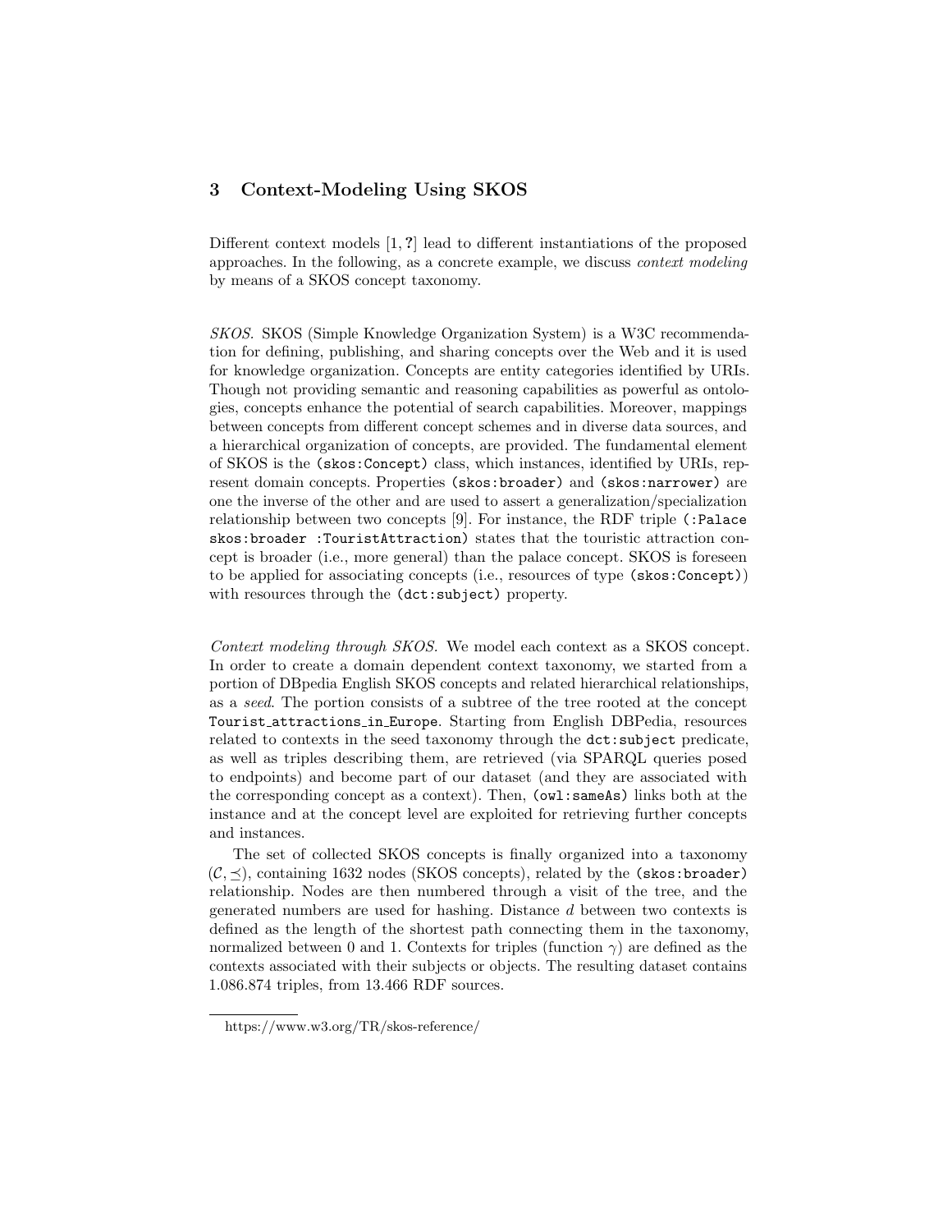## 3 Context-Modeling Using SKOS

Different context models [1, ?] lead to different instantiations of the proposed approaches. In the following, as a concrete example, we discuss *context modeling* by means of a SKOS concept taxonomy.

*SKOS.* SKOS (Simple Knowledge Organization System) is a W3C recommendation for defining, publishing, and sharing concepts over the Web and it is used for knowledge organization. Concepts are entity categories identified by URIs. Though not providing semantic and reasoning capabilities as powerful as ontologies, concepts enhance the potential of search capabilities. Moreover, mappings between concepts from different concept schemes and in diverse data sources, and a hierarchical organization of concepts, are provided. The fundamental element of SKOS is the `(skos:Concept)` class, which instances, identified by URIs, represent domain concepts. Properties `(skos:broader)` and `(skos:narrower)` are one the inverse of the other and are used to assert a generalization/specialization relationship between two concepts [9]. For instance, the RDF triple `(:Palace skos:broader :TouristAttraction)` states that the touristic attraction concept is broader (i.e., more general) than the palace concept. SKOS is foreseen to be applied for associating concepts (i.e., resources of type `(skos:Concept)`) with resources through the `(dct:subject)` property.

*Context modeling through SKOS.* We model each context as a SKOS concept. In order to create a domain dependent context taxonomy, we started from a portion of DBpedia English SKOS concepts and related hierarchical relationships, as a *seed*. The portion consists of a subtree of the tree rooted at the concept `Tourist_attractions_in_Europe`. Starting from English DBPedia, resources related to contexts in the seed taxonomy through the `dct:subject` predicate, as well as triples describing them, are retrieved (via SPARQL queries posed to endpoints) and become part of our dataset (and they are associated with the corresponding concept as a context). Then, `(owl:sameAs)` links both at the instance and at the concept level are exploited for retrieving further concepts and instances.

The set of collected SKOS concepts is finally organized into a taxonomy $(\mathcal{C}, \preceq)$, containing 1632 nodes (SKOS concepts), related by the `(skos:broader)` relationship. Nodes are then numbered through a visit of the tree, and the generated numbers are used for hashing. Distance $d$ between two contexts is defined as the length of the shortest path connecting them in the taxonomy, normalized between 0 and 1. Contexts for triples (function $\gamma$) are defined as the contexts associated with their subjects or objects. The resulting dataset contains 1.086.874 triples, from 13.466 RDF sources.

---

https://www.w3.org/TR/skos-reference/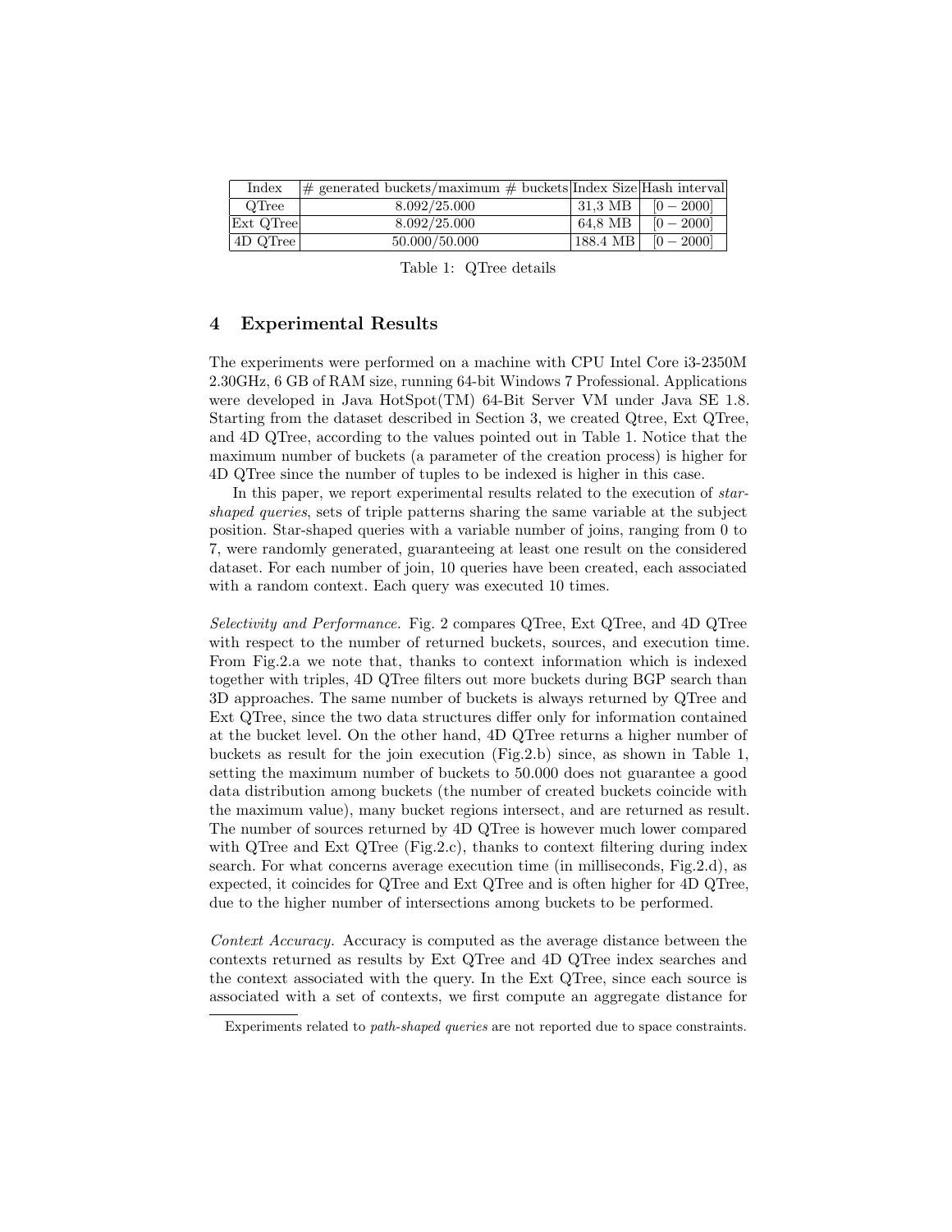| Index | # generated buckets/maximum # buckets | Index Size | Hash interval |
| --- | --- | --- | --- |
| QTree | 8.092/25.000 | 31,3 MB | $[0-2000]$ |
| Ext QTree | 8.092/25.000 | 64,8 MB | $[0-2000]$ |
| 4D QTree | 50.000/50.000 | 188.4 MB | $[0-2000]$ |

Table 1: QTree details

## 4 Experimental Results

The experiments were performed on a machine with CPU Intel Core i3-2350M 2.30GHz, 6 GB of RAM size, running 64-bit Windows 7 Professional. Applications were developed in Java HotSpot(TM) 64-Bit Server VM under Java SE 1.8. Starting from the dataset described in Section 3, we created Qtree, Ext QTree, and 4D QTree, according to the values pointed out in Table 1. Notice that the maximum number of buckets (a parameter of the creation process) is higher for 4D QTree since the number of tuples to be indexed is higher in this case.

In this paper, we report experimental results related to the execution of *star-shaped queries*, sets of triple patterns sharing the same variable at the subject position. Star-shaped queries with a variable number of joins, ranging from 0 to 7, were randomly generated, guaranteeing at least one result on the considered dataset. For each number of join, 10 queries have been created, each associated with a random context. Each query was executed 10 times.

*Selectivity and Performance.* Fig. 2 compares QTree, Ext QTree, and 4D QTree with respect to the number of returned buckets, sources, and execution time. From Fig.2.a we note that, thanks to context information which is indexed together with triples, 4D QTree filters out more buckets during BGP search than 3D approaches. The same number of buckets is always returned by QTree and Ext QTree, since the two data structures differ only for information contained at the bucket level. On the other hand, 4D QTree returns a higher number of buckets as result for the join execution (Fig.2.b) since, as shown in Table 1, setting the maximum number of buckets to 50.000 does not guarantee a good data distribution among buckets (the number of created buckets coincide with the maximum value), many bucket regions intersect, and are returned as result. The number of sources returned by 4D QTree is however much lower compared with QTree and Ext QTree (Fig.2.c), thanks to context filtering during index search. For what concerns average execution time (in milliseconds, Fig.2.d), as expected, it coincides for QTree and Ext QTree and is often higher for 4D QTree, due to the higher number of intersections among buckets to be performed.

*Context Accuracy.* Accuracy is computed as the average distance between the contexts returned as results by Ext QTree and 4D QTree index searches and the context associated with the query. In the Ext QTree, since each source is associated with a set of contexts, we first compute an aggregate distance for

Experiments related to *path-shaped queries* are not reported due to space constraints.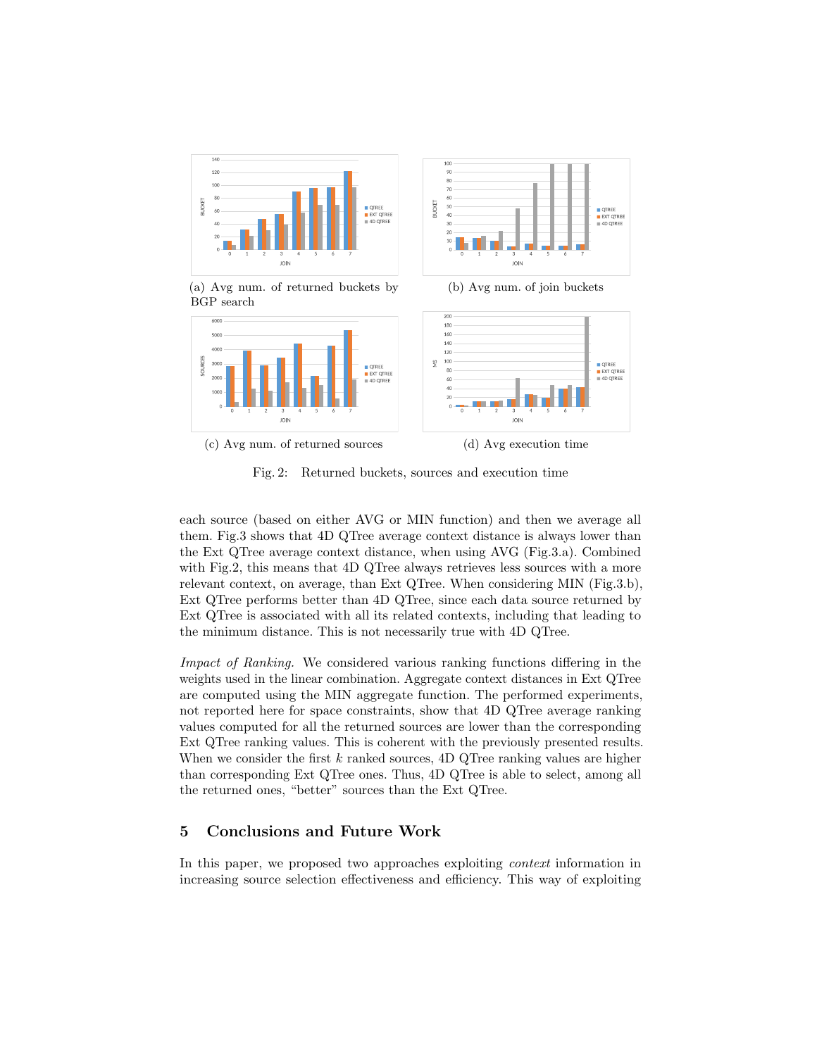(a) Avg num. of returned buckets by BGP search

(b) Avg num. of join buckets

(c) Avg num. of returned sources

(d) Avg execution time

Fig. 2: Returned buckets, sources and execution time

each source (based on either AVG or MIN function) and then we average all them. Fig.3 shows that 4D QTree average context distance is always lower than the Ext QTree average context distance, when using AVG (Fig.3.a). Combined with Fig.2, this means that 4D QTree always retrieves less sources with a more relevant context, on average, than Ext QTree. When considering MIN (Fig.3.b), Ext QTree performs better than 4D QTree, since each data source returned by Ext QTree is associated with all its related contexts, including that leading to the minimum distance. This is not necessarily true with 4D QTree.

*Impact of Ranking.* We considered various ranking functions differing in the weights used in the linear combination. Aggregate context distances in Ext QTree are computed using the MIN aggregate function. The performed experiments, not reported here for space constraints, show that 4D QTree average ranking values computed for all the returned sources are lower than the corresponding Ext QTree ranking values. This is coherent with the previously presented results. When we consider the first $k$ ranked sources, 4D QTree ranking values are higher than corresponding Ext QTree ones. Thus, 4D QTree is able to select, among all the returned ones, "better" sources than the Ext QTree.

## 5 Conclusions and Future Work

In this paper, we proposed two approaches exploiting *context* information in increasing source selection effectiveness and efficiency. This way of exploiting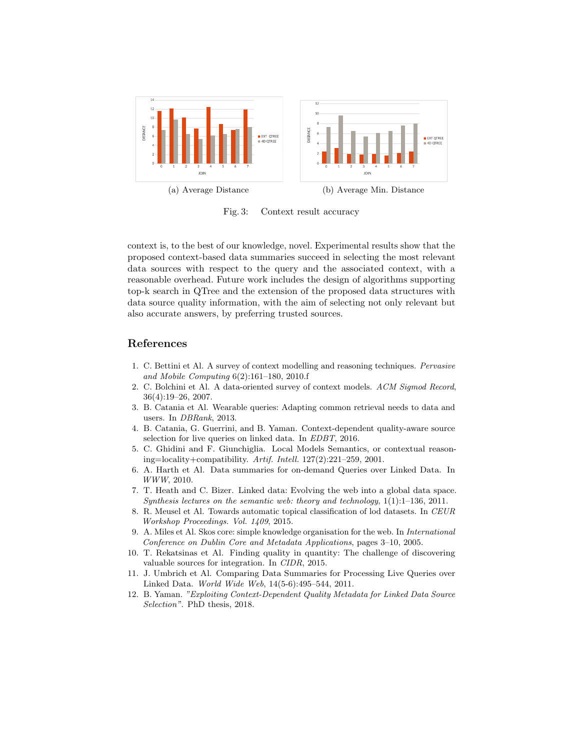14
12
10
8
6
4
2
0

DISTANCE

0 1 2 3 4 5 6 7

JOIN

EXT QTREE
4D QTREE

(a) Average Distance

12
10
8
6
4
2
0

DISTANCE

0 1 2 3 4 5 6 7

JOIN

EXT QTREE
4D QTREE

(b) Average Min. Distance

Fig. 3: Context result accuracy

context is, to the best of our knowledge, novel. Experimental results show that the proposed context-based data summaries succeed in selecting the most relevant data sources with respect to the query and the associated context, with a reasonable overhead. Future work includes the design of algorithms supporting top-k search in QTree and the extension of the proposed data structures with data source quality information, with the aim of selecting not only relevant but also accurate answers, by preferring trusted sources.

## References

1. C. Bettini et Al. A survey of context modelling and reasoning techniques. *Pervasive and Mobile Computing* 6(2):161–180, 2010.f
2. C. Bolchini et Al. A data-oriented survey of context models. *ACM Sigmod Record*, 36(4):19–26, 2007.
3. B. Catania et Al. Wearable queries: Adapting common retrieval needs to data and users. In *DBRank*, 2013.
4. B. Catania, G. Guerrini, and B. Yaman. Context-dependent quality-aware source selection for live queries on linked data. In *EDBT*, 2016.
5. C. Ghidini and F. Giunchiglia. Local Models Semantics, or contextual reasoning=locality+compatibility. *Artif. Intell.* 127(2):221–259, 2001.
6. A. Harth et Al. Data summaries for on-demand Queries over Linked Data. In *WWW*, 2010.
7. T. Heath and C. Bizer. Linked data: Evolving the web into a global data space. *Synthesis lectures on the semantic web: theory and technology*, 1(1):1–136, 2011.
8. R. Meusel et Al. Towards automatic topical classification of lod datasets. In *CEUR Workshop Proceedings. Vol. 1409*, 2015.
9. A. Miles et Al. Skos core: simple knowledge organisation for the web. In *International Conference on Dublin Core and Metadata Applications*, pages 3–10, 2005.
10. T. Rekatsinas et Al. Finding quality in quantity: The challenge of discovering valuable sources for integration. In *CIDR*, 2015.
11. J. Umbrich et Al. Comparing Data Summaries for Processing Live Queries over Linked Data. *World Wide Web*, 14(5-6):495–544, 2011.
12. B. Yaman. *"Exploiting Context-Dependent Quality Metadata for Linked Data Source Selection"*. PhD thesis, 2018.